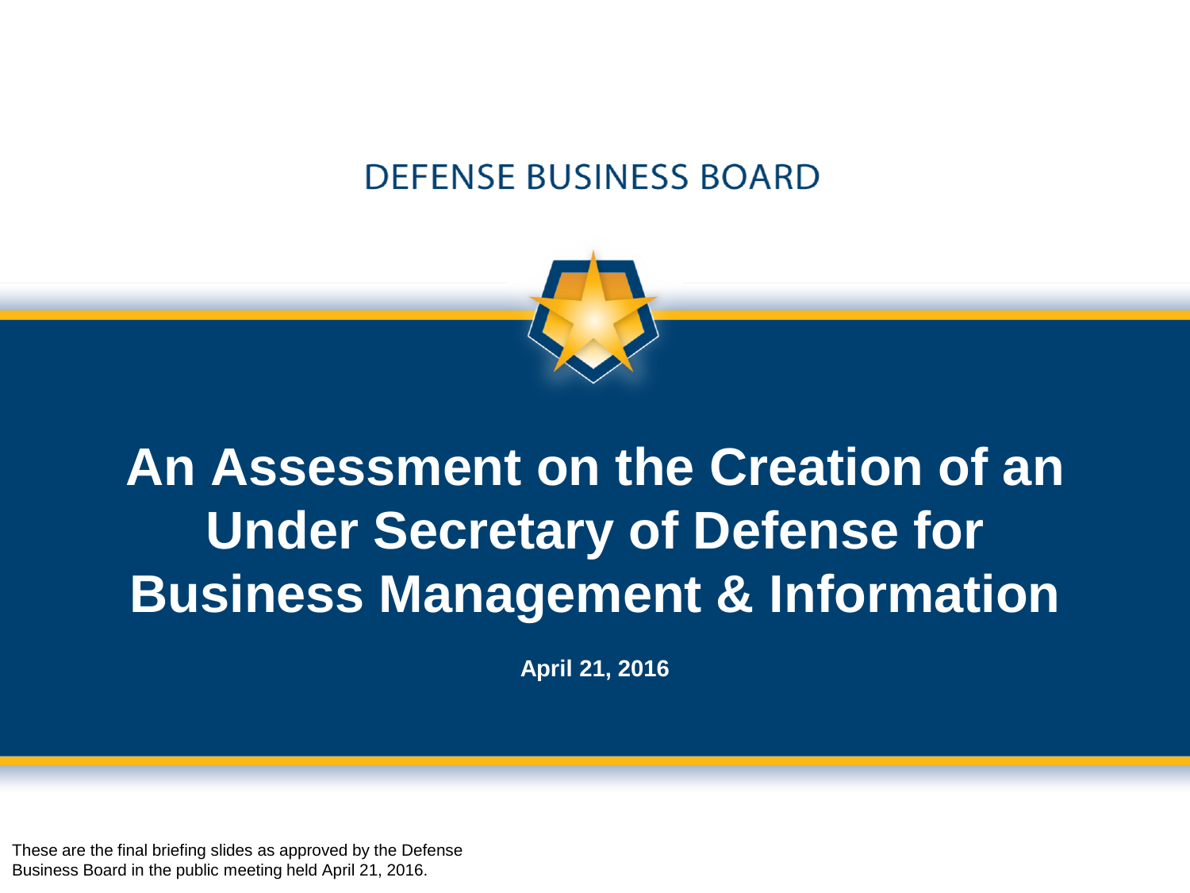DEFENSE BUSINESS BOARD

# An Assessment on the Creation of an Under Secretary of Defense for Business Management & Information

**April 21, 2016**

These are the final briefing slides as approved by the Defense Business Board in the public meeting held April 21, 2016.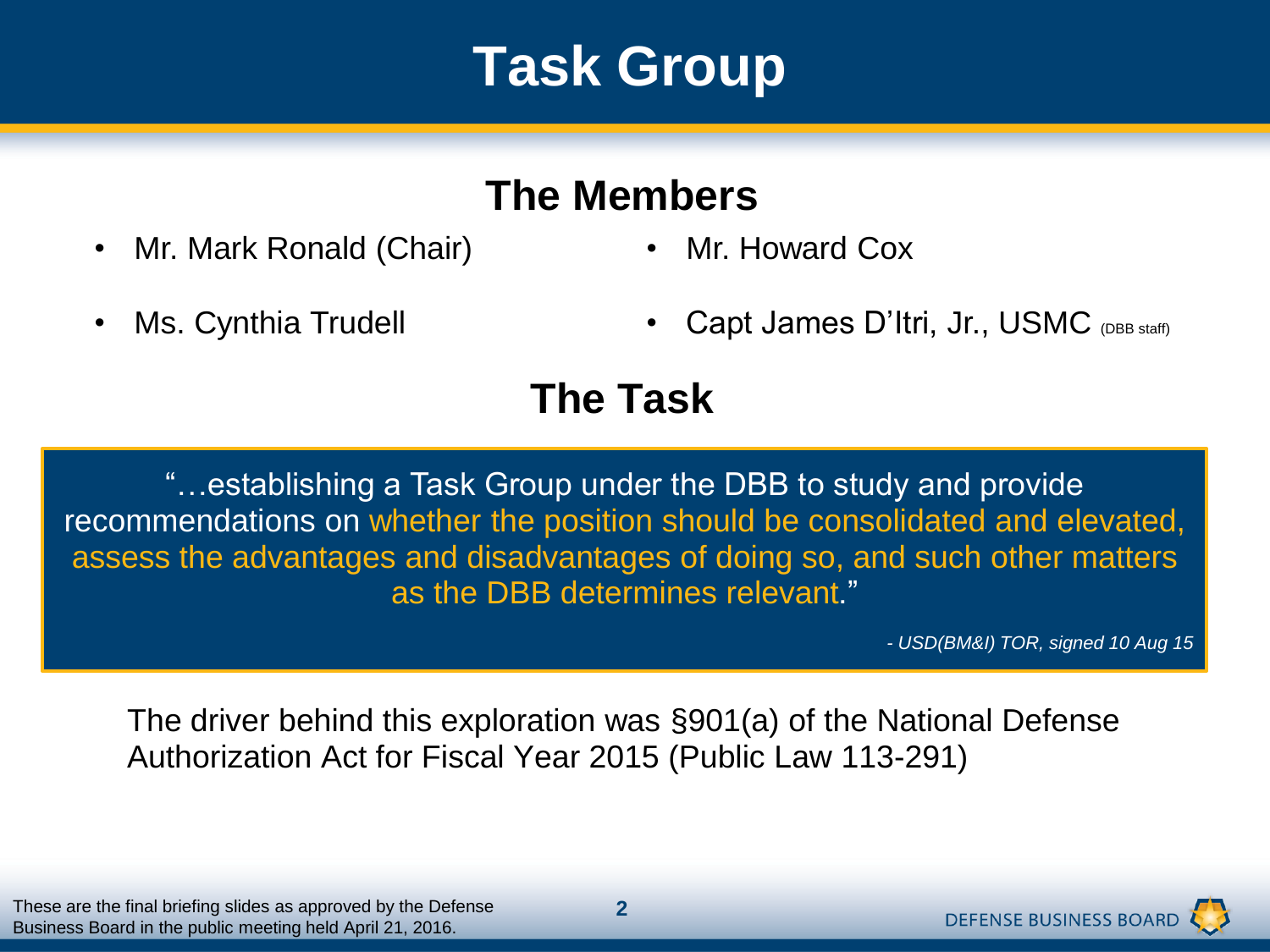# Task Group

## The Members

- Mr. Mark Ronald (Chair)
- Ms. Cynthia Trudell
- Mr. Howard Cox
- Capt James D'Itri, Jr., USMC (DBB staff)

## The Task

"…establishing a Task Group under the DBB to study and provide recommendations on whether the position should be consolidated and elevated, assess the advantages and disadvantages of doing so, and such other matters as the DBB determines relevant."

*- USD(BM&I) TOR, signed 10 Aug 15*

The driver behind this exploration was §901(a) of the National Defense Authorization Act for Fiscal Year 2015 (Public Law 113-291)

These are the final briefing slides as approved by the Defense Business Board in the public meeting held April 21, 2016.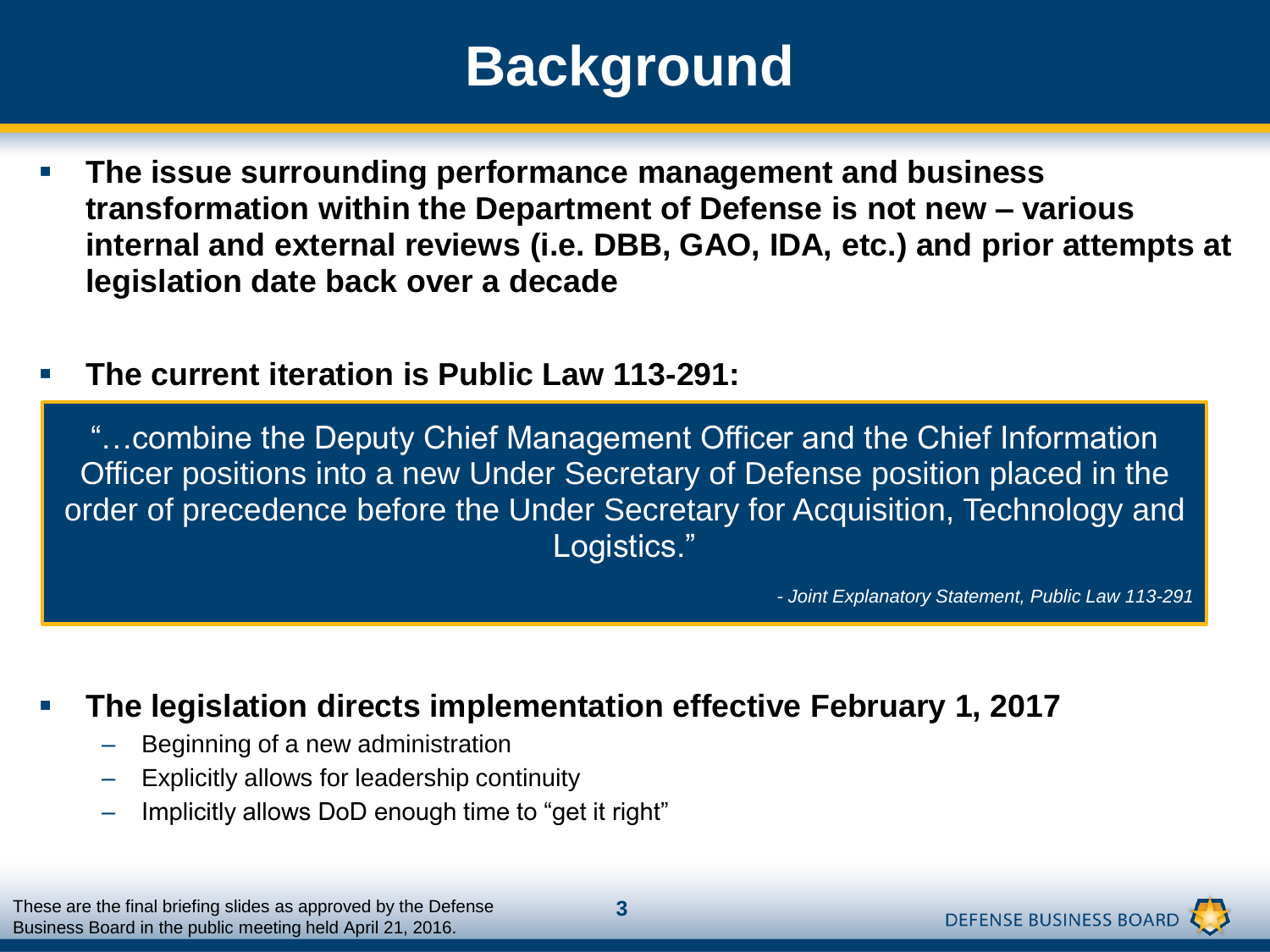# Background

- **The issue surrounding performance management and business transformation within the Department of Defense is not new – various internal and external reviews (i.e. DBB, GAO, IDA, etc.) and prior attempts at legislation date back over a decade**

- **The current iteration is Public Law 113-291:**

> "…combine the Deputy Chief Management Officer and the Chief Information Officer positions into a new Under Secretary of Defense position placed in the order of precedence before the Under Secretary for Acquisition, Technology and Logistics."
>
> *- Joint Explanatory Statement, Public Law 113-291*

- **The legislation directs implementation effective February 1, 2017**
  - Beginning of a new administration
  - Explicitly allows for leadership continuity
  - Implicitly allows DoD enough time to "get it right"

These are the final briefing slides as approved by the Defense Business Board in the public meeting held April 21, 2016.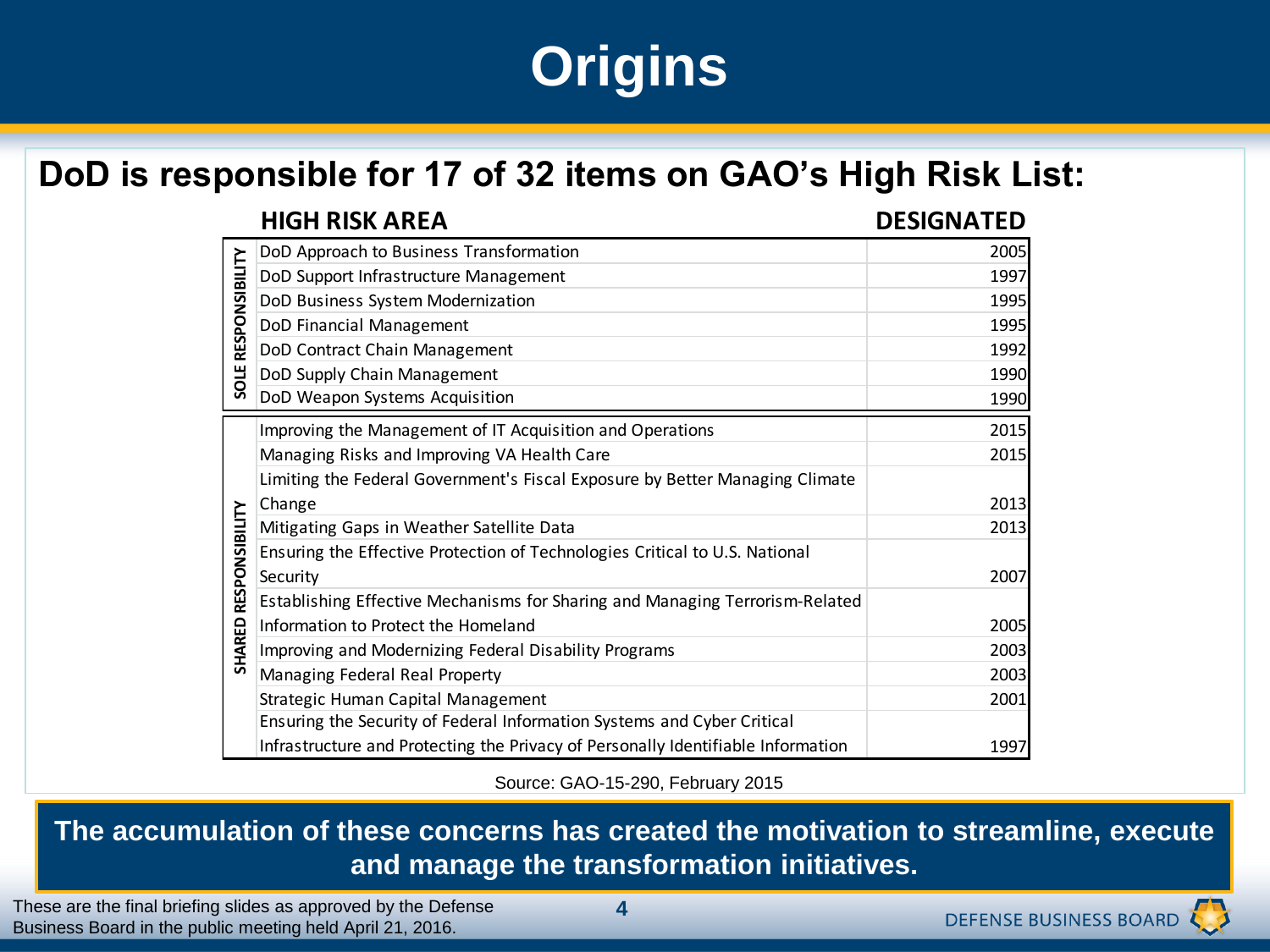# Origins

## DoD is responsible for 17 of 32 items on GAO's High Risk List:

| | HIGH RISK AREA | DESIGNATED |
|---|---|---|
| SOLE RESPONSIBILITY | DoD Approach to Business Transformation | 2005 |
| | DoD Support Infrastructure Management | 1997 |
| | DoD Business System Modernization | 1995 |
| | DoD Financial Management | 1995 |
| | DoD Contract Chain Management | 1992 |
| | DoD Supply Chain Management | 1990 |
| | DoD Weapon Systems Acquisition | 1990 |
| SHARED RESPONSIBILITY | Improving the Management of IT Acquisition and Operations | 2015 |
| | Managing Risks and Improving VA Health Care | 2015 |
| | Limiting the Federal Government's Fiscal Exposure by Better Managing Climate Change | 2013 |
| | Mitigating Gaps in Weather Satellite Data | 2013 |
| | Ensuring the Effective Protection of Technologies Critical to U.S. National Security | 2007 |
| | Establishing Effective Mechanisms for Sharing and Managing Terrorism-Related Information to Protect the Homeland | 2005 |
| | Improving and Modernizing Federal Disability Programs | 2003 |
| | Managing Federal Real Property | 2003 |
| | Strategic Human Capital Management | 2001 |
| | Ensuring the Security of Federal Information Systems and Cyber Critical Infrastructure and Protecting the Privacy of Personally Identifiable Information | 1997 |

Source: GAO-15-290, February 2015

**The accumulation of these concerns has created the motivation to streamline, execute and manage the transformation initiatives.**

These are the final briefing slides as approved by the Defense Business Board in the public meeting held April 21, 2016.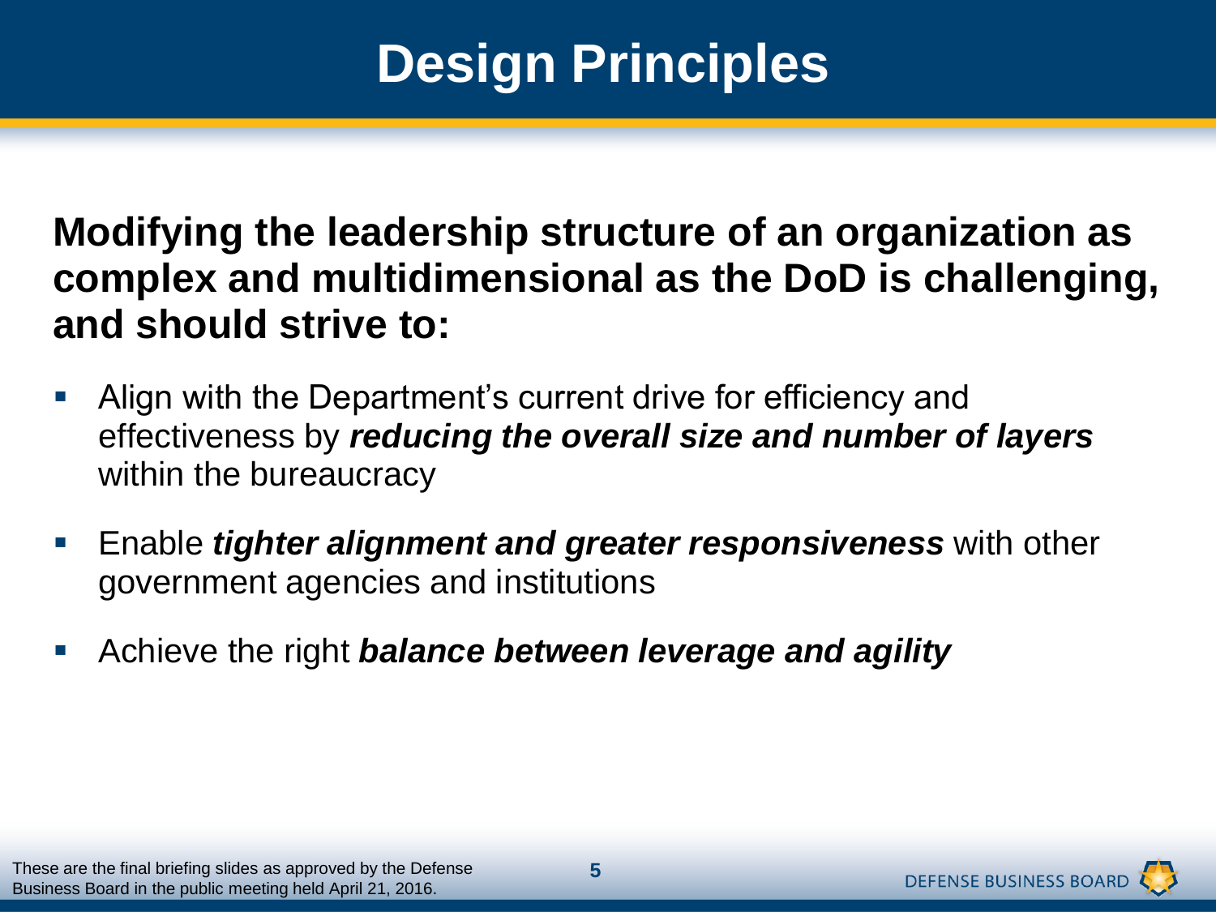# Design Principles

**Modifying the leadership structure of an organization as complex and multidimensional as the DoD is challenging, and should strive to:**

- Align with the Department's current drive for efficiency and effectiveness by ***reducing the overall size and number of layers*** within the bureaucracy
- Enable ***tighter alignment and greater responsiveness*** with other government agencies and institutions
- Achieve the right ***balance between leverage and agility***

These are the final briefing slides as approved by the Defense Business Board in the public meeting held April 21, 2016.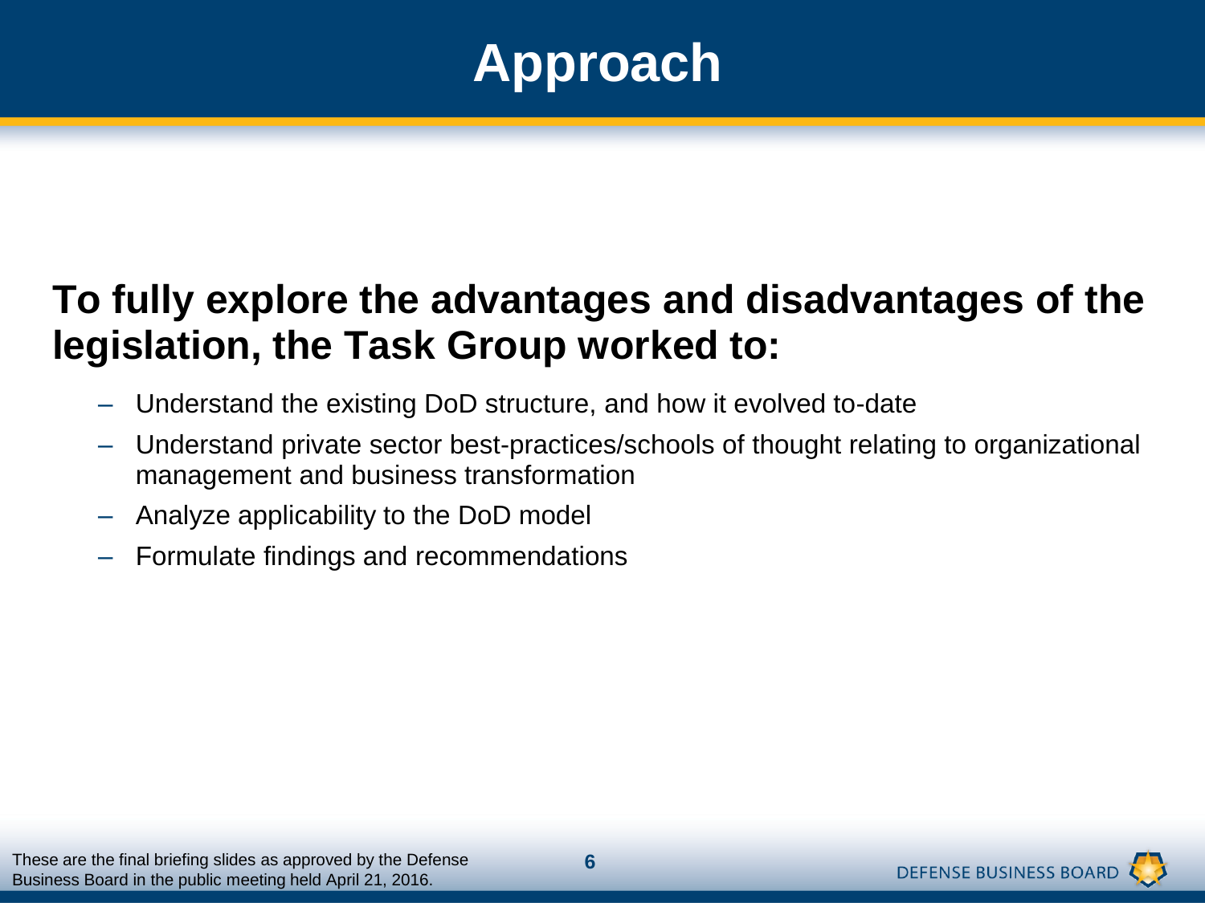# Approach

**To fully explore the advantages and disadvantages of the legislation, the Task Group worked to:**

- Understand the existing DoD structure, and how it evolved to-date
- Understand private sector best-practices/schools of thought relating to organizational management and business transformation
- Analyze applicability to the DoD model
- Formulate findings and recommendations

These are the final briefing slides as approved by the Defense Business Board in the public meeting held April 21, 2016.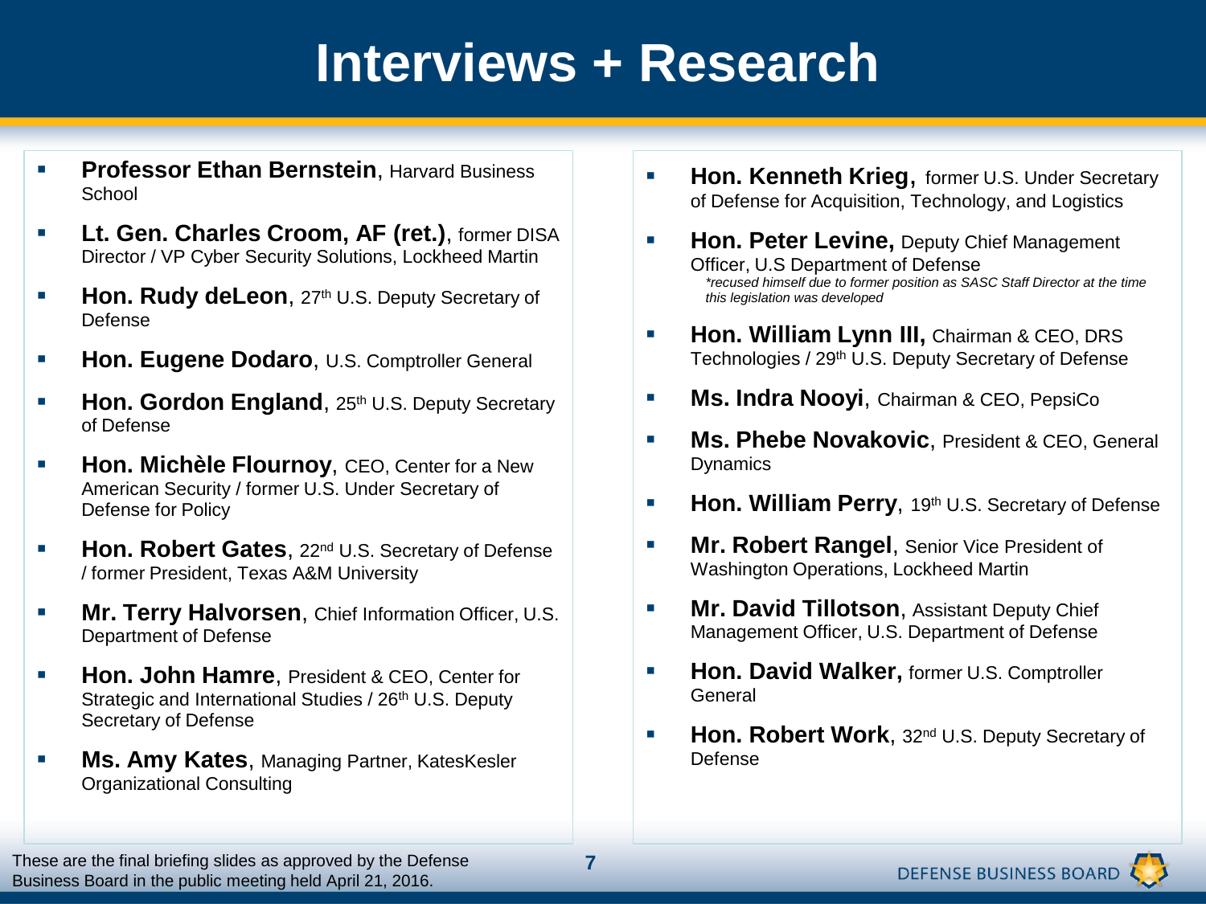# Interviews + Research

- **Professor Ethan Bernstein**, Harvard Business School
- **Lt. Gen. Charles Croom, AF (ret.)**, former DISA Director / VP Cyber Security Solutions, Lockheed Martin
- **Hon. Rudy deLeon**, 27th U.S. Deputy Secretary of Defense
- **Hon. Eugene Dodaro**, U.S. Comptroller General
- **Hon. Gordon England**, 25th U.S. Deputy Secretary of Defense
- **Hon. Michèle Flournoy**, CEO, Center for a New American Security / former U.S. Under Secretary of Defense for Policy
- **Hon. Robert Gates**, 22nd U.S. Secretary of Defense / former President, Texas A&M University
- **Mr. Terry Halvorsen**, Chief Information Officer, U.S. Department of Defense
- **Hon. John Hamre**, President & CEO, Center for Strategic and International Studies / 26th U.S. Deputy Secretary of Defense
- **Ms. Amy Kates**, Managing Partner, KatesKesler Organizational Consulting
- **Hon. Kenneth Krieg,** former U.S. Under Secretary of Defense for Acquisition, Technology, and Logistics
- **Hon. Peter Levine,** Deputy Chief Management Officer, U.S Department of Defense
  *\*recused himself due to former position as SASC Staff Director at the time this legislation was developed*
- **Hon. William Lynn III,** Chairman & CEO, DRS Technologies / 29th U.S. Deputy Secretary of Defense
- **Ms. Indra Nooyi**, Chairman & CEO, PepsiCo
- **Ms. Phebe Novakovic**, President & CEO, General Dynamics
- **Hon. William Perry**, 19th U.S. Secretary of Defense
- **Mr. Robert Rangel**, Senior Vice President of Washington Operations, Lockheed Martin
- **Mr. David Tillotson**, Assistant Deputy Chief Management Officer, U.S. Department of Defense
- **Hon. David Walker,** former U.S. Comptroller General
- **Hon. Robert Work**, 32nd U.S. Deputy Secretary of Defense

These are the final briefing slides as approved by the Defense Business Board in the public meeting held April 21, 2016.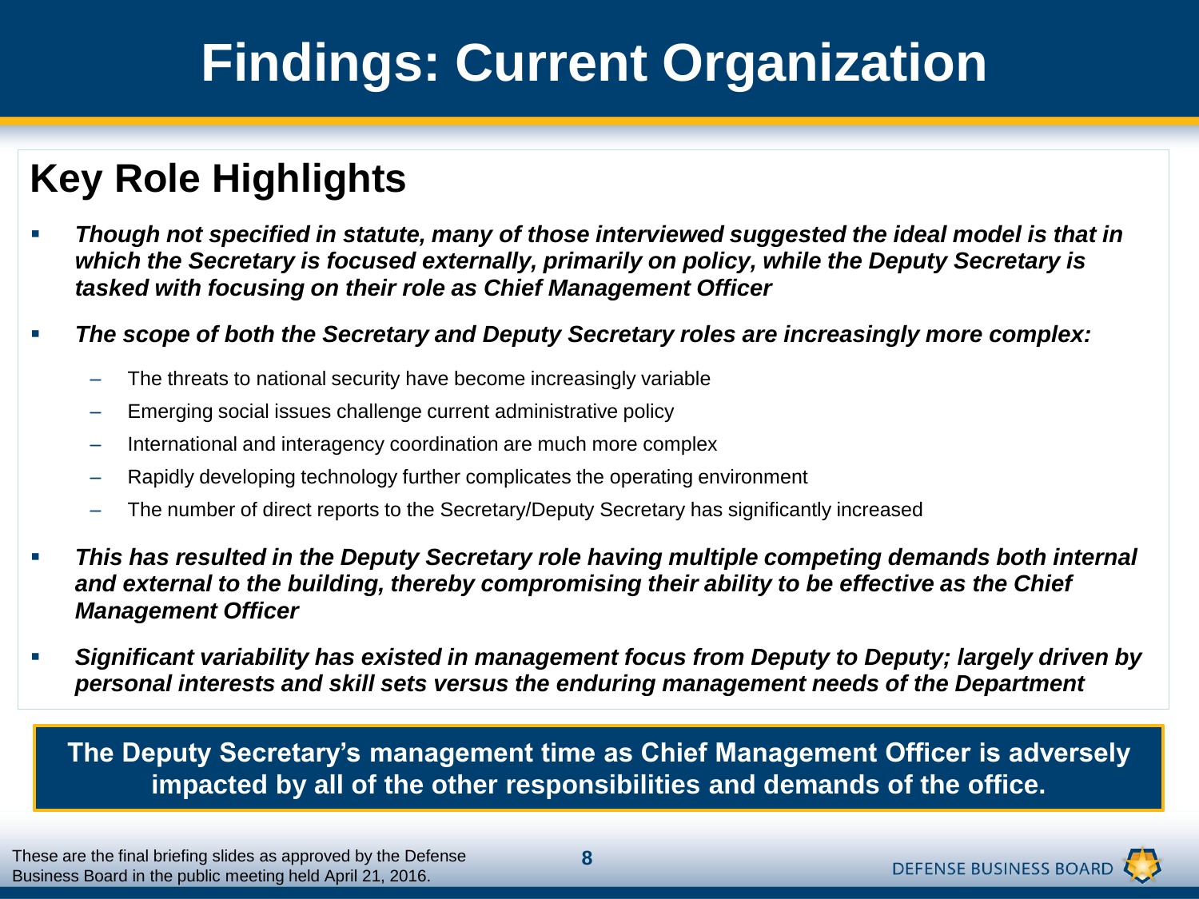# Findings: Current Organization

## Key Role Highlights

- ***Though not specified in statute, many of those interviewed suggested the ideal model is that in which the Secretary is focused externally, primarily on policy, while the Deputy Secretary is tasked with focusing on their role as Chief Management Officer***
- ***The scope of both the Secretary and Deputy Secretary roles are increasingly more complex:***
  - The threats to national security have become increasingly variable
  - Emerging social issues challenge current administrative policy
  - International and interagency coordination are much more complex
  - Rapidly developing technology further complicates the operating environment
  - The number of direct reports to the Secretary/Deputy Secretary has significantly increased
- ***This has resulted in the Deputy Secretary role having multiple competing demands both internal and external to the building, thereby compromising their ability to be effective as the Chief Management Officer***
- ***Significant variability has existed in management focus from Deputy to Deputy; largely driven by personal interests and skill sets versus the enduring management needs of the Department***

**The Deputy Secretary's management time as Chief Management Officer is adversely impacted by all of the other responsibilities and demands of the office.**

These are the final briefing slides as approved by the Defense Business Board in the public meeting held April 21, 2016.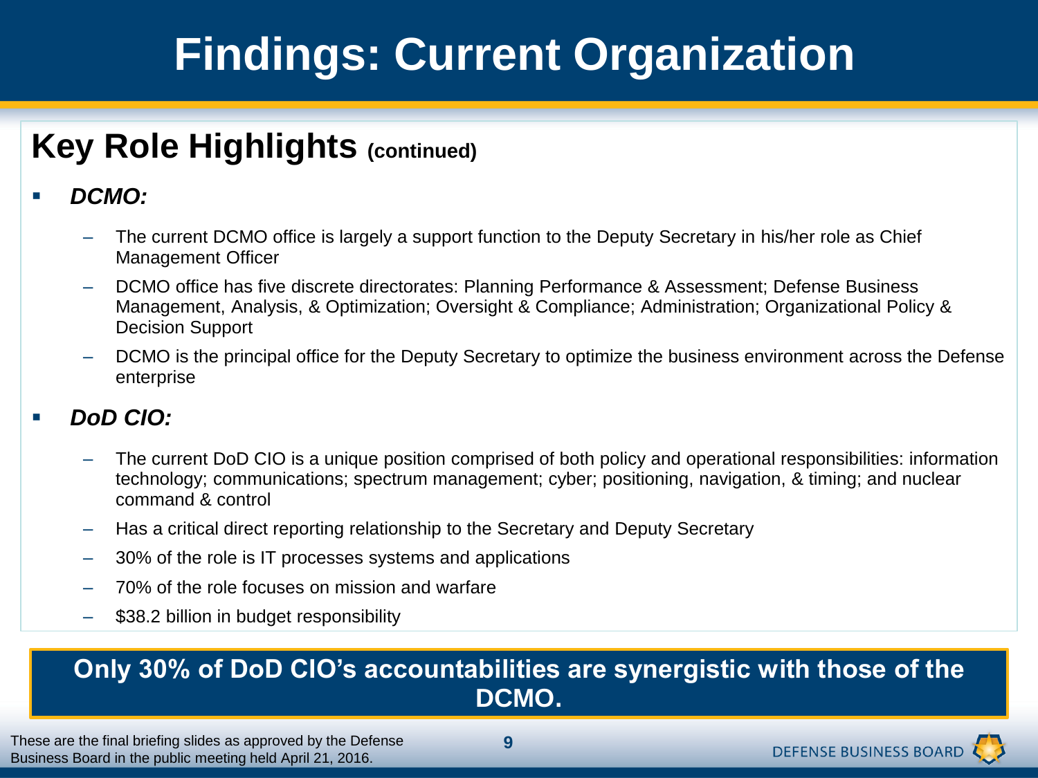# Findings: Current Organization

## Key Role Highlights (continued)

- ***DCMO:***
  - The current DCMO office is largely a support function to the Deputy Secretary in his/her role as Chief Management Officer
  - DCMO office has five discrete directorates: Planning Performance & Assessment; Defense Business Management, Analysis, & Optimization; Oversight & Compliance; Administration; Organizational Policy & Decision Support
  - DCMO is the principal office for the Deputy Secretary to optimize the business environment across the Defense enterprise

- ***DoD CIO:***
  - The current DoD CIO is a unique position comprised of both policy and operational responsibilities: information technology; communications; spectrum management; cyber; positioning, navigation, & timing; and nuclear command & control
  - Has a critical direct reporting relationship to the Secretary and Deputy Secretary
  - 30% of the role is IT processes systems and applications
  - 70% of the role focuses on mission and warfare
  - $38.2 billion in budget responsibility

**Only 30% of DoD CIO's accountabilities are synergistic with those of the DCMO.**

These are the final briefing slides as approved by the Defense Business Board in the public meeting held April 21, 2016.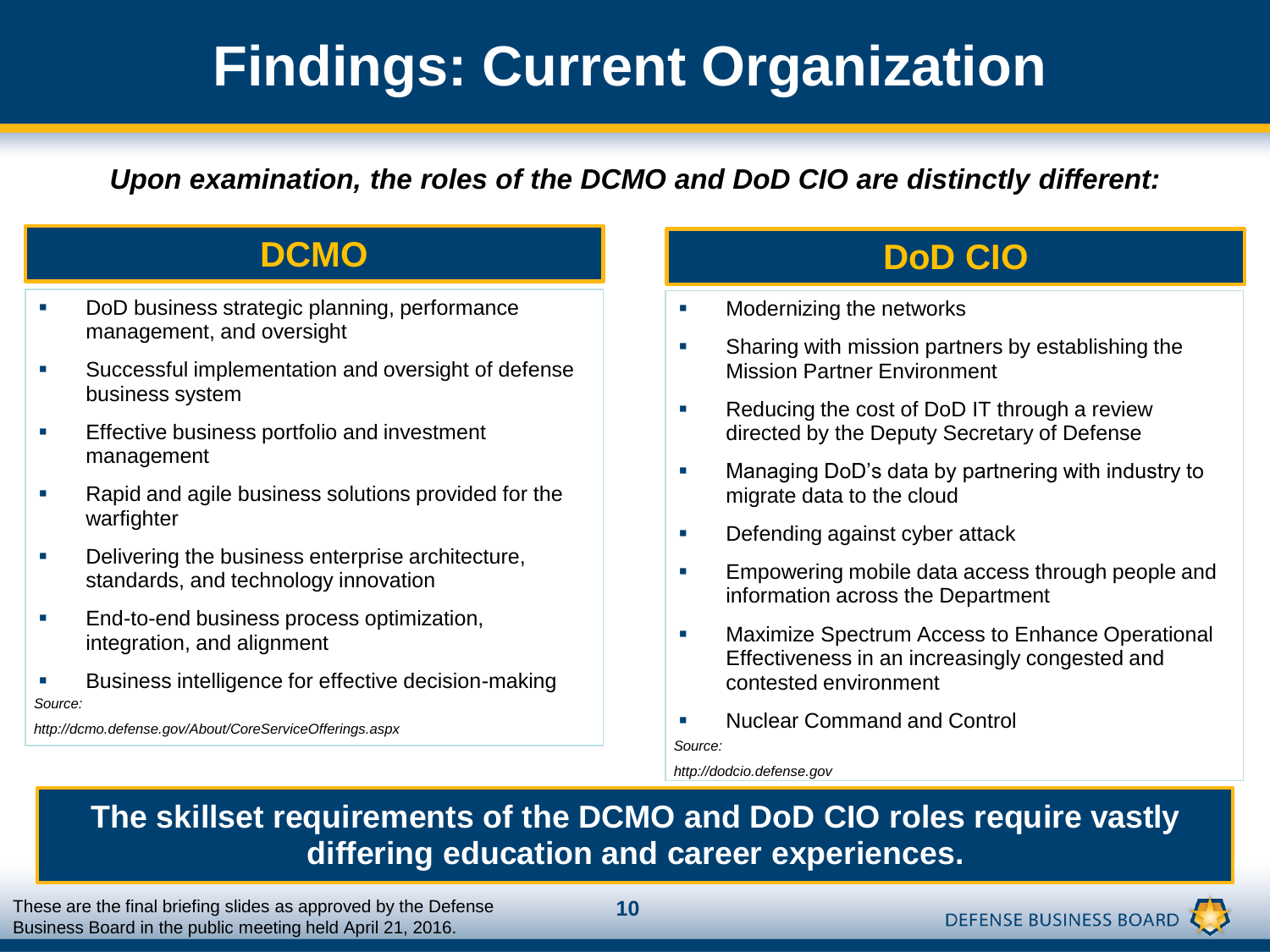# Findings: Current Organization

***Upon examination, the roles of the DCMO and DoD CIO are distinctly different:***

## DCMO

- DoD business strategic planning, performance management, and oversight
- Successful implementation and oversight of defense business system
- Effective business portfolio and investment management
- Rapid and agile business solutions provided for the warfighter
- Delivering the business enterprise architecture, standards, and technology innovation
- End-to-end business process optimization, integration, and alignment
- Business intelligence for effective decision-making

*Source:*

*http://dcmo.defense.gov/About/CoreServiceOfferings.aspx*

## DoD CIO

- Modernizing the networks
- Sharing with mission partners by establishing the Mission Partner Environment
- Reducing the cost of DoD IT through a review directed by the Deputy Secretary of Defense
- Managing DoD’s data by partnering with industry to migrate data to the cloud
- Defending against cyber attack
- Empowering mobile data access through people and information across the Department
- Maximize Spectrum Access to Enhance Operational Effectiveness in an increasingly congested and contested environment
- Nuclear Command and Control

*Source:*

*http://dodcio.defense.gov*

**The skillset requirements of the DCMO and DoD CIO roles require vastly differing education and career experiences.**

These are the final briefing slides as approved by the Defense Business Board in the public meeting held April 21, 2016.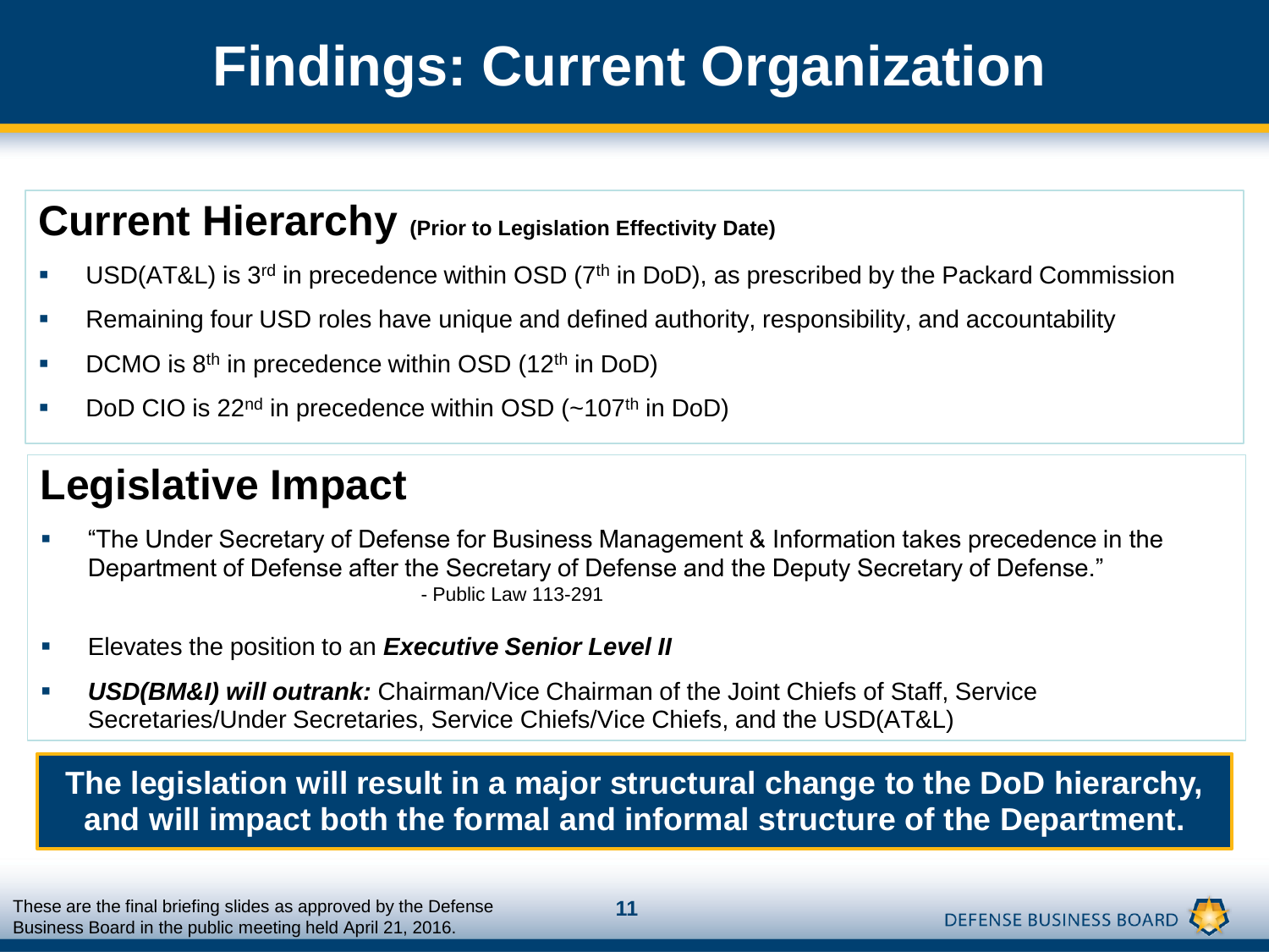# Findings: Current Organization

## Current Hierarchy (Prior to Legislation Effectivity Date)

- USD(AT&L) is 3rd in precedence within OSD (7th in DoD), as prescribed by the Packard Commission
- Remaining four USD roles have unique and defined authority, responsibility, and accountability
- DCMO is 8th in precedence within OSD (12th in DoD)
- DoD CIO is 22nd in precedence within OSD (~107th in DoD)

## Legislative Impact

- "The Under Secretary of Defense for Business Management & Information takes precedence in the Department of Defense after the Secretary of Defense and the Deputy Secretary of Defense."
  - Public Law 113-291
- Elevates the position to an ***Executive Senior Level II***
- ***USD(BM&I) will outrank:*** Chairman/Vice Chairman of the Joint Chiefs of Staff, Service Secretaries/Under Secretaries, Service Chiefs/Vice Chiefs, and the USD(AT&L)

**The legislation will result in a major structural change to the DoD hierarchy, and will impact both the formal and informal structure of the Department.**

These are the final briefing slides as approved by the Defense Business Board in the public meeting held April 21, 2016.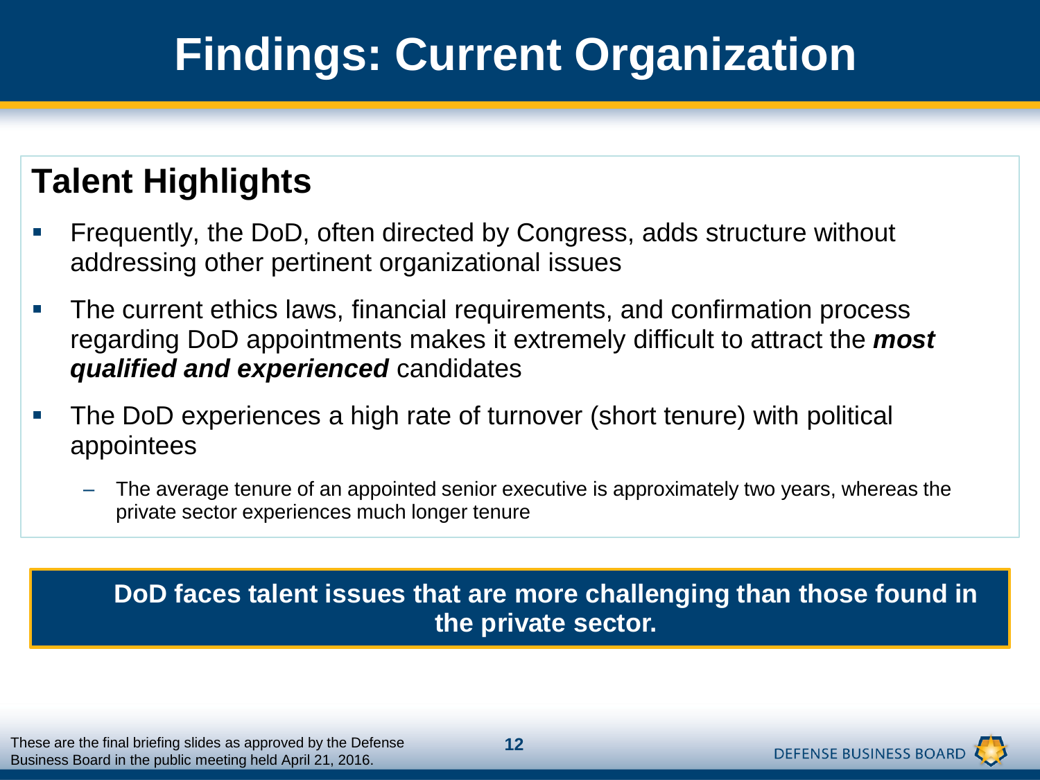# Findings: Current Organization

## Talent Highlights

- Frequently, the DoD, often directed by Congress, adds structure without addressing other pertinent organizational issues
- The current ethics laws, financial requirements, and confirmation process regarding DoD appointments makes it extremely difficult to attract the ***most qualified and experienced*** candidates
- The DoD experiences a high rate of turnover (short tenure) with political appointees
  - The average tenure of an appointed senior executive is approximately two years, whereas the private sector experiences much longer tenure

**DoD faces talent issues that are more challenging than those found in the private sector.**

These are the final briefing slides as approved by the Defense Business Board in the public meeting held April 21, 2016.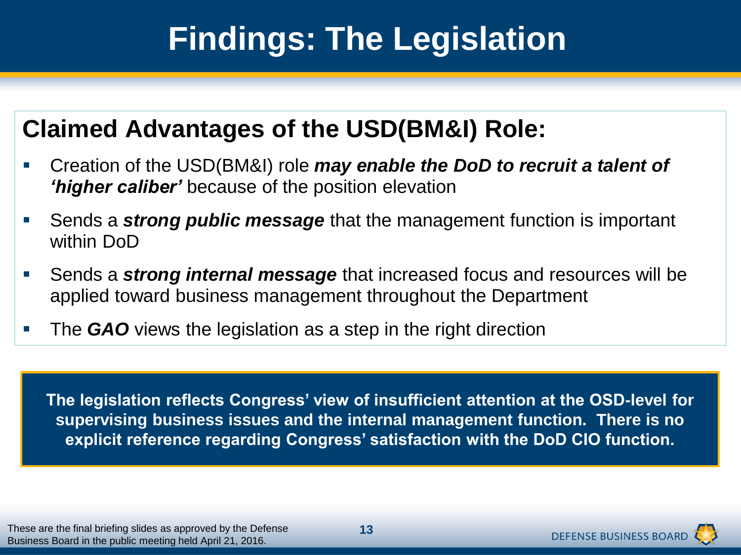# Findings: The Legislation

## Claimed Advantages of the USD(BM&I) Role:

- Creation of the USD(BM&I) role ***may enable the DoD to recruit a talent of 'higher caliber'*** because of the position elevation
- Sends a ***strong public message*** that the management function is important within DoD
- Sends a ***strong internal message*** that increased focus and resources will be applied toward business management throughout the Department
- The ***GAO*** views the legislation as a step in the right direction

**The legislation reflects Congress' view of insufficient attention at the OSD-level for supervising business issues and the internal management function. There is no explicit reference regarding Congress' satisfaction with the DoD CIO function.**

These are the final briefing slides as approved by the Defense Business Board in the public meeting held April 21, 2016.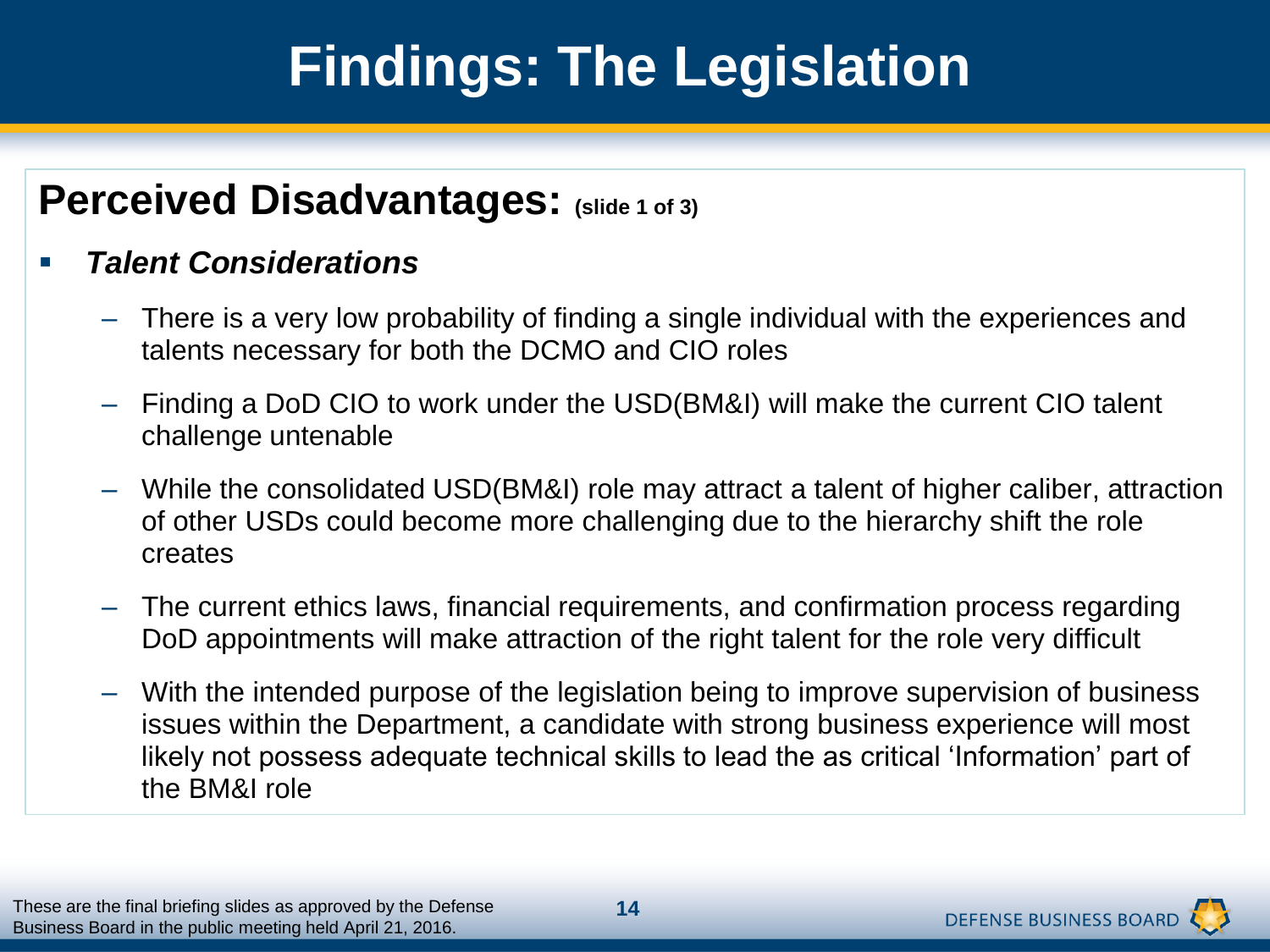# Findings: The Legislation

## Perceived Disadvantages: (slide 1 of 3)

- ***Talent Considerations***
  - There is a very low probability of finding a single individual with the experiences and talents necessary for both the DCMO and CIO roles
  - Finding a DoD CIO to work under the USD(BM&I) will make the current CIO talent challenge untenable
  - While the consolidated USD(BM&I) role may attract a talent of higher caliber, attraction of other USDs could become more challenging due to the hierarchy shift the role creates
  - The current ethics laws, financial requirements, and confirmation process regarding DoD appointments will make attraction of the right talent for the role very difficult
  - With the intended purpose of the legislation being to improve supervision of business issues within the Department, a candidate with strong business experience will most likely not possess adequate technical skills to lead the as critical 'Information' part of the BM&I role

These are the final briefing slides as approved by the Defense Business Board in the public meeting held April 21, 2016.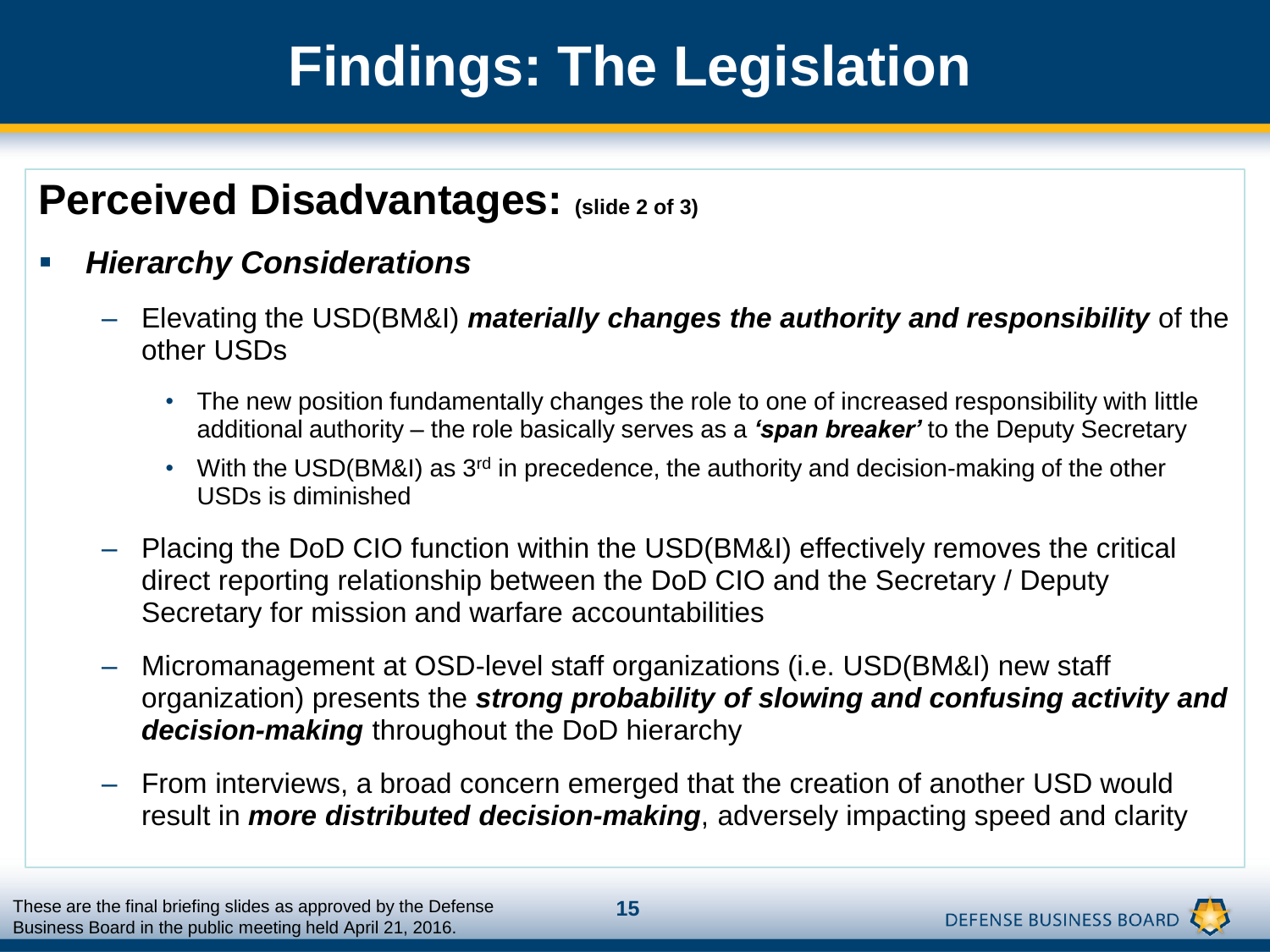# Findings: The Legislation

## Perceived Disadvantages: (slide 2 of 3)

- ***Hierarchy Considerations***
  - Elevating the USD(BM&I) ***materially changes the authority and responsibility*** of the other USDs
    - The new position fundamentally changes the role to one of increased responsibility with little additional authority – the role basically serves as a ***'span breaker'*** to the Deputy Secretary
    - With the USD(BM&I) as 3rd in precedence, the authority and decision-making of the other USDs is diminished
  - Placing the DoD CIO function within the USD(BM&I) effectively removes the critical direct reporting relationship between the DoD CIO and the Secretary / Deputy Secretary for mission and warfare accountabilities
  - Micromanagement at OSD-level staff organizations (i.e. USD(BM&I) new staff organization) presents the ***strong probability of slowing and confusing activity and decision-making*** throughout the DoD hierarchy
  - From interviews, a broad concern emerged that the creation of another USD would result in ***more distributed decision-making***, adversely impacting speed and clarity

These are the final briefing slides as approved by the Defense Business Board in the public meeting held April 21, 2016.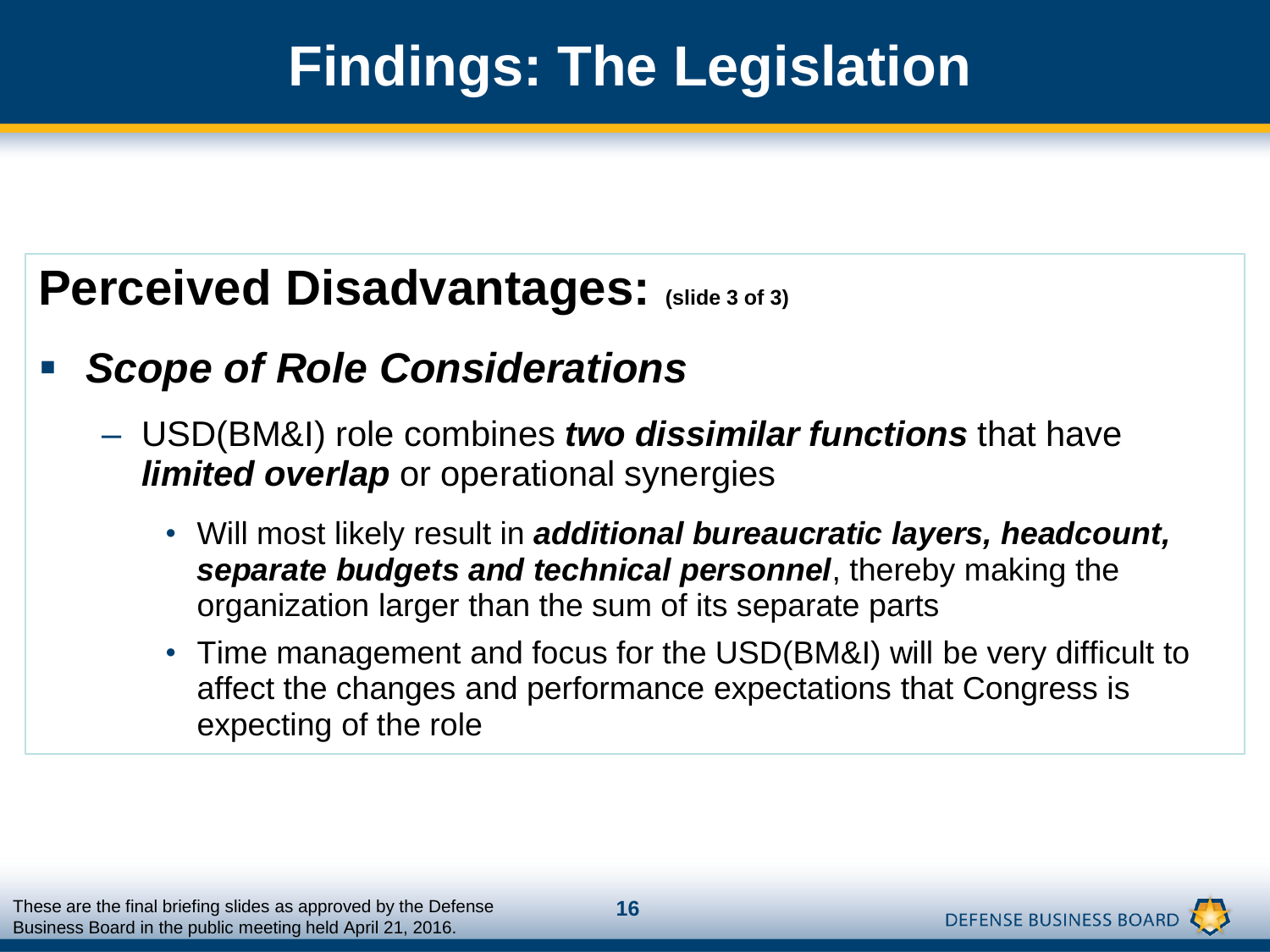# Findings: The Legislation

## Perceived Disadvantages: (slide 3 of 3)

- ***Scope of Role Considerations***
  - USD(BM&I) role combines ***two dissimilar functions*** that have ***limited overlap*** or operational synergies
    - Will most likely result in ***additional bureaucratic layers, headcount, separate budgets and technical personnel***, thereby making the organization larger than the sum of its separate parts
    - Time management and focus for the USD(BM&I) will be very difficult to affect the changes and performance expectations that Congress is expecting of the role

These are the final briefing slides as approved by the Defense Business Board in the public meeting held April 21, 2016.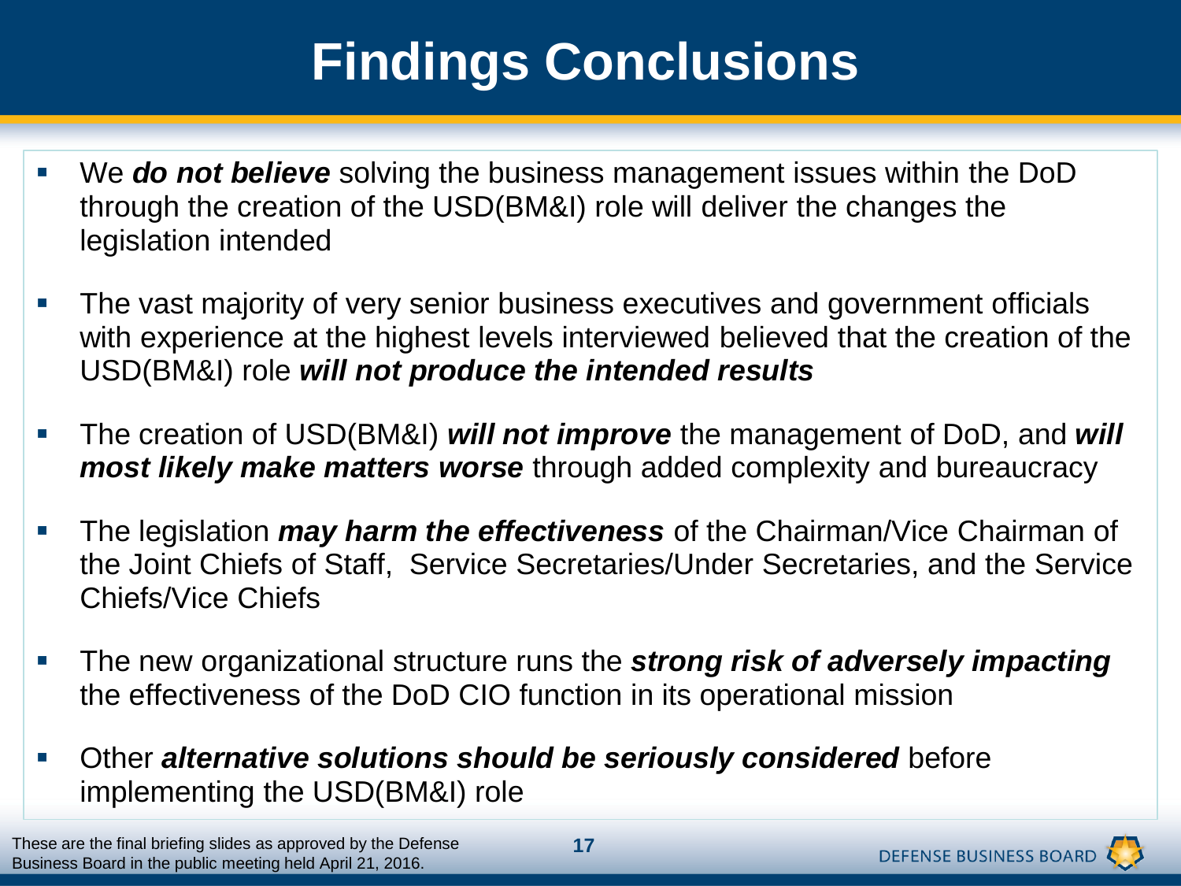# Findings Conclusions

- We ***do not believe*** solving the business management issues within the DoD through the creation of the USD(BM&I) role will deliver the changes the legislation intended
- The vast majority of very senior business executives and government officials with experience at the highest levels interviewed believed that the creation of the USD(BM&I) role ***will not produce the intended results***
- The creation of USD(BM&I) ***will not improve*** the management of DoD, and ***will most likely make matters worse*** through added complexity and bureaucracy
- The legislation ***may harm the effectiveness*** of the Chairman/Vice Chairman of the Joint Chiefs of Staff, Service Secretaries/Under Secretaries, and the Service Chiefs/Vice Chiefs
- The new organizational structure runs the ***strong risk of adversely impacting*** the effectiveness of the DoD CIO function in its operational mission
- Other ***alternative solutions should be seriously considered*** before implementing the USD(BM&I) role

These are the final briefing slides as approved by the Defense Business Board in the public meeting held April 21, 2016.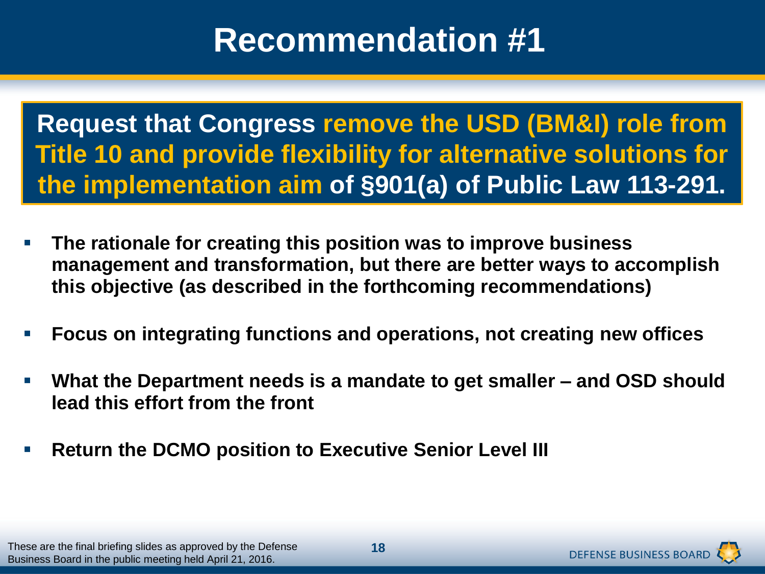# Recommendation #1

**Request that Congress remove the USD (BM&I) role from Title 10 and provide flexibility for alternative solutions for the implementation aim of §901(a) of Public Law 113-291.**

- **The rationale for creating this position was to improve business management and transformation, but there are better ways to accomplish this objective (as described in the forthcoming recommendations)**
- **Focus on integrating functions and operations, not creating new offices**
- **What the Department needs is a mandate to get smaller – and OSD should lead this effort from the front**
- **Return the DCMO position to Executive Senior Level III**

These are the final briefing slides as approved by the Defense Business Board in the public meeting held April 21, 2016.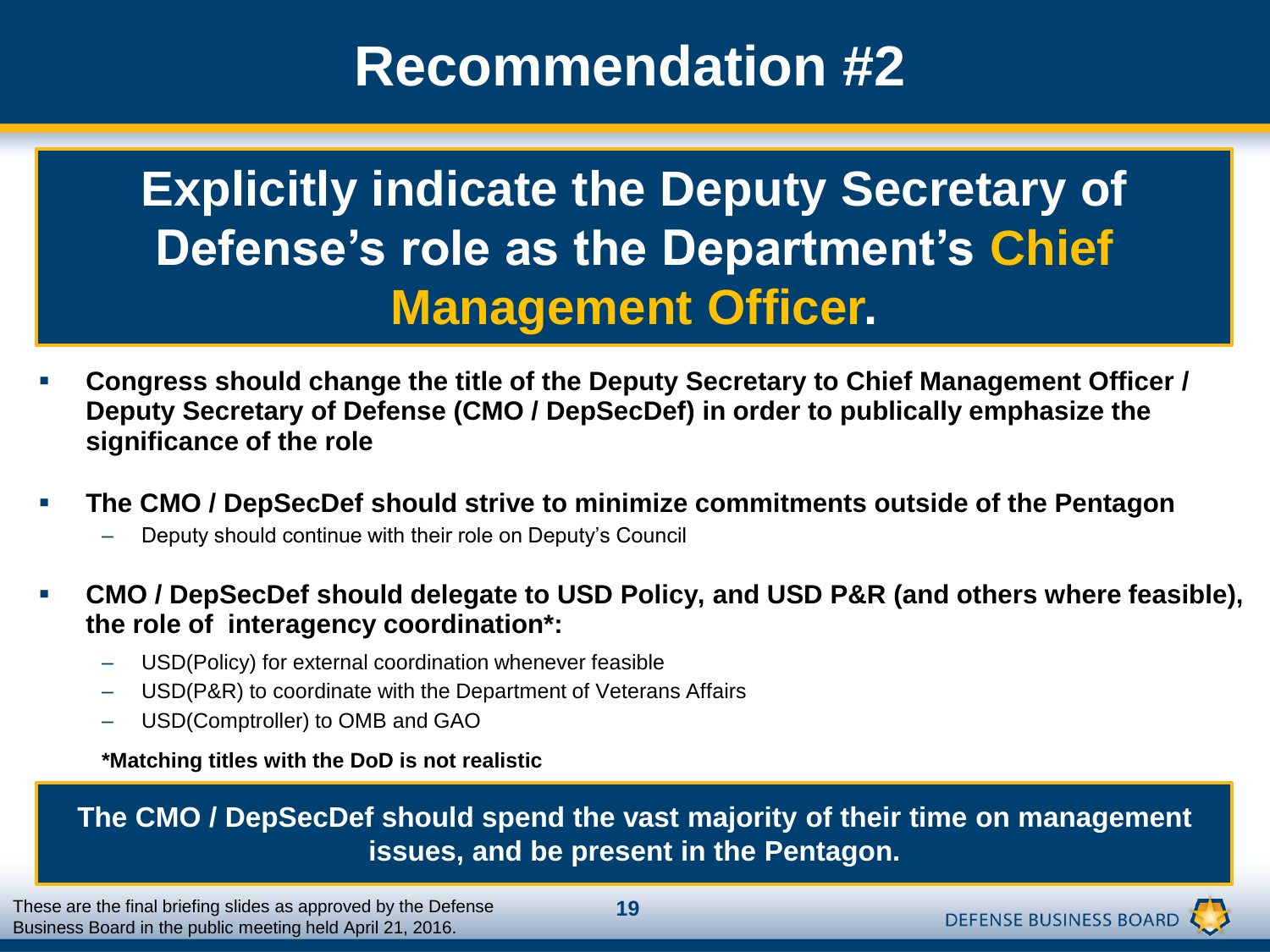# Recommendation #2

## Explicitly indicate the Deputy Secretary of Defense's role as the Department's Chief Management Officer.

- **Congress should change the title of the Deputy Secretary to Chief Management Officer / Deputy Secretary of Defense (CMO / DepSecDef) in order to publically emphasize the significance of the role**
- **The CMO / DepSecDef should strive to minimize commitments outside of the Pentagon**
  - Deputy should continue with their role on Deputy's Council
- **CMO / DepSecDef should delegate to USD Policy, and USD P&R (and others where feasible), the role of interagency coordination*:**
  - USD(Policy) for external coordination whenever feasible
  - USD(P&R) to coordinate with the Department of Veterans Affairs
  - USD(Comptroller) to OMB and GAO

**\*Matching titles with the DoD is not realistic**

**The CMO / DepSecDef should spend the vast majority of their time on management issues, and be present in the Pentagon.**

These are the final briefing slides as approved by the Defense Business Board in the public meeting held April 21, 2016.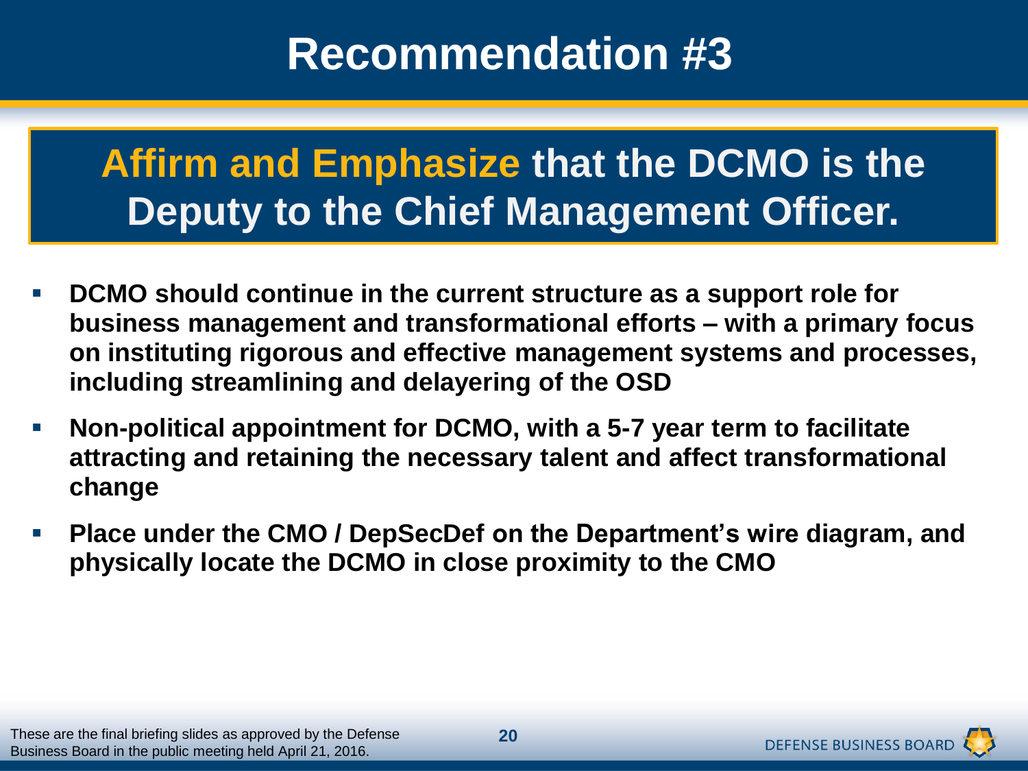# Recommendation #3

## Affirm and Emphasize that the DCMO is the Deputy to the Chief Management Officer.

- **DCMO should continue in the current structure as a support role for business management and transformational efforts – with a primary focus on instituting rigorous and effective management systems and processes, including streamlining and delayering of the OSD**
- **Non-political appointment for DCMO, with a 5-7 year term to facilitate attracting and retaining the necessary talent and affect transformational change**
- **Place under the CMO / DepSecDef on the Department's wire diagram, and physically locate the DCMO in close proximity to the CMO**

These are the final briefing slides as approved by the Defense Business Board in the public meeting held April 21, 2016.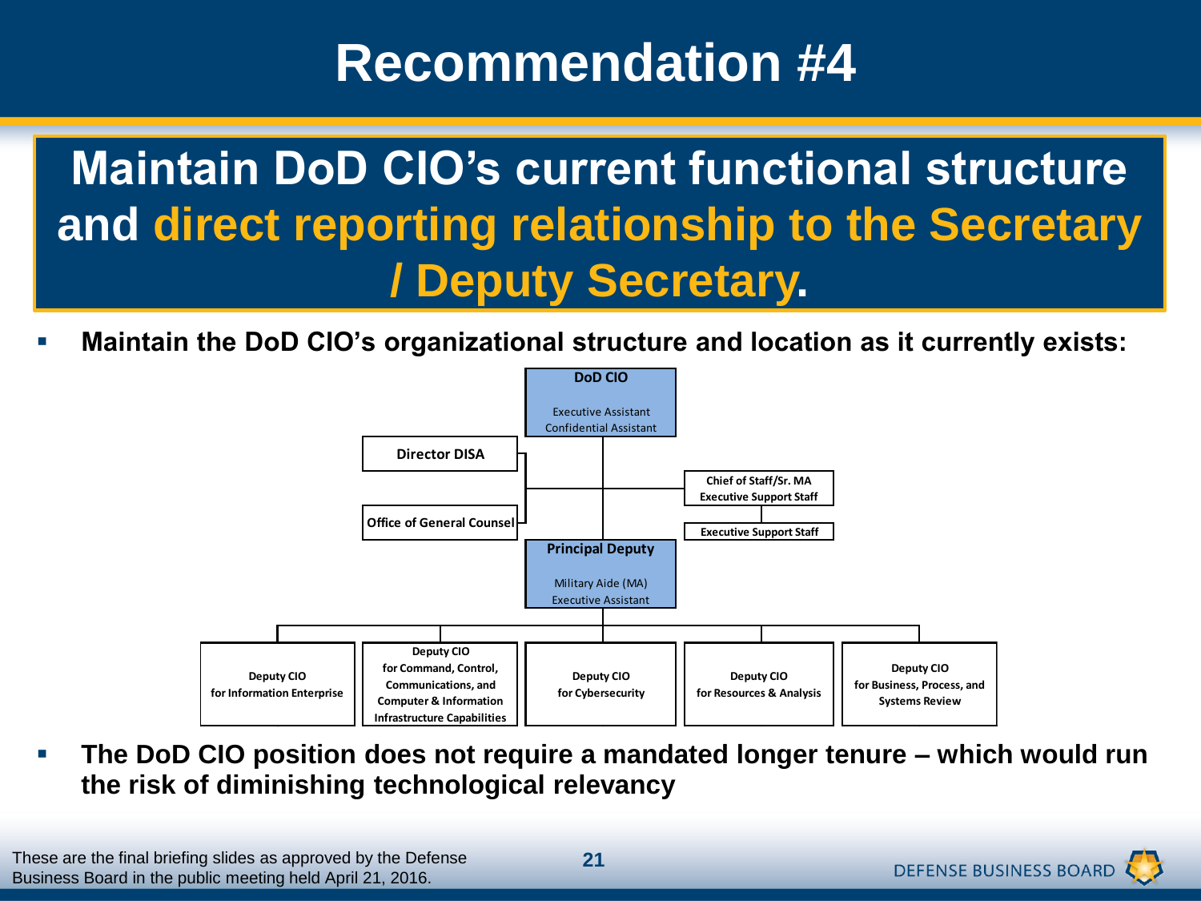# Recommendation #4

## Maintain DoD CIO's current functional structure and direct reporting relationship to the Secretary / Deputy Secretary.

- **Maintain the DoD CIO's organizational structure and location as it currently exists:**

**DoD CIO**
- Executive Assistant
- Confidential Assistant

Reporting to DoD CIO:
- **Director DISA**
- **Office of General Counsel**
- **Chief of Staff/Sr. MA Executive Support Staff**
  - **Executive Support Staff**

**Principal Deputy**
- Military Aide (MA)
- Executive Assistant

Reporting to Principal Deputy:
- **Deputy CIO for Information Enterprise**
- **Deputy CIO for Command, Control, Communications, and Computer & Information Infrastructure Capabilities**
- **Deputy CIO for Cybersecurity**
- **Deputy CIO for Resources & Analysis**
- **Deputy CIO for Business, Process, and Systems Review**

- **The DoD CIO position does not require a mandated longer tenure – which would run the risk of diminishing technological relevancy**

These are the final briefing slides as approved by the Defense Business Board in the public meeting held April 21, 2016.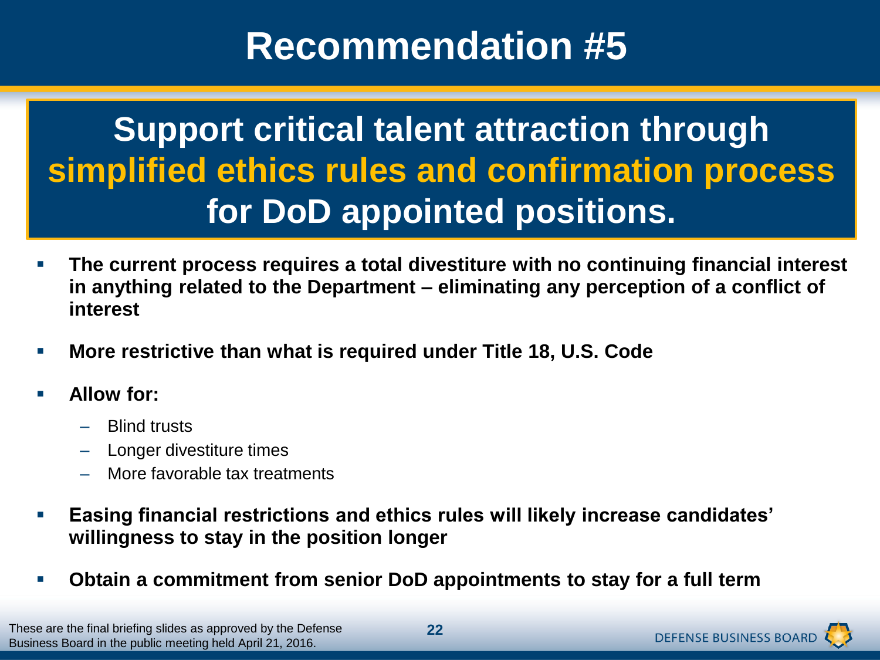# Recommendation #5

## Support critical talent attraction through simplified ethics rules and confirmation process for DoD appointed positions.

- **The current process requires a total divestiture with no continuing financial interest in anything related to the Department – eliminating any perception of a conflict of interest**
- **More restrictive than what is required under Title 18, U.S. Code**
- **Allow for:**
  - Blind trusts
  - Longer divestiture times
  - More favorable tax treatments
- **Easing financial restrictions and ethics rules will likely increase candidates' willingness to stay in the position longer**
- **Obtain a commitment from senior DoD appointments to stay for a full term**

These are the final briefing slides as approved by the Defense Business Board in the public meeting held April 21, 2016.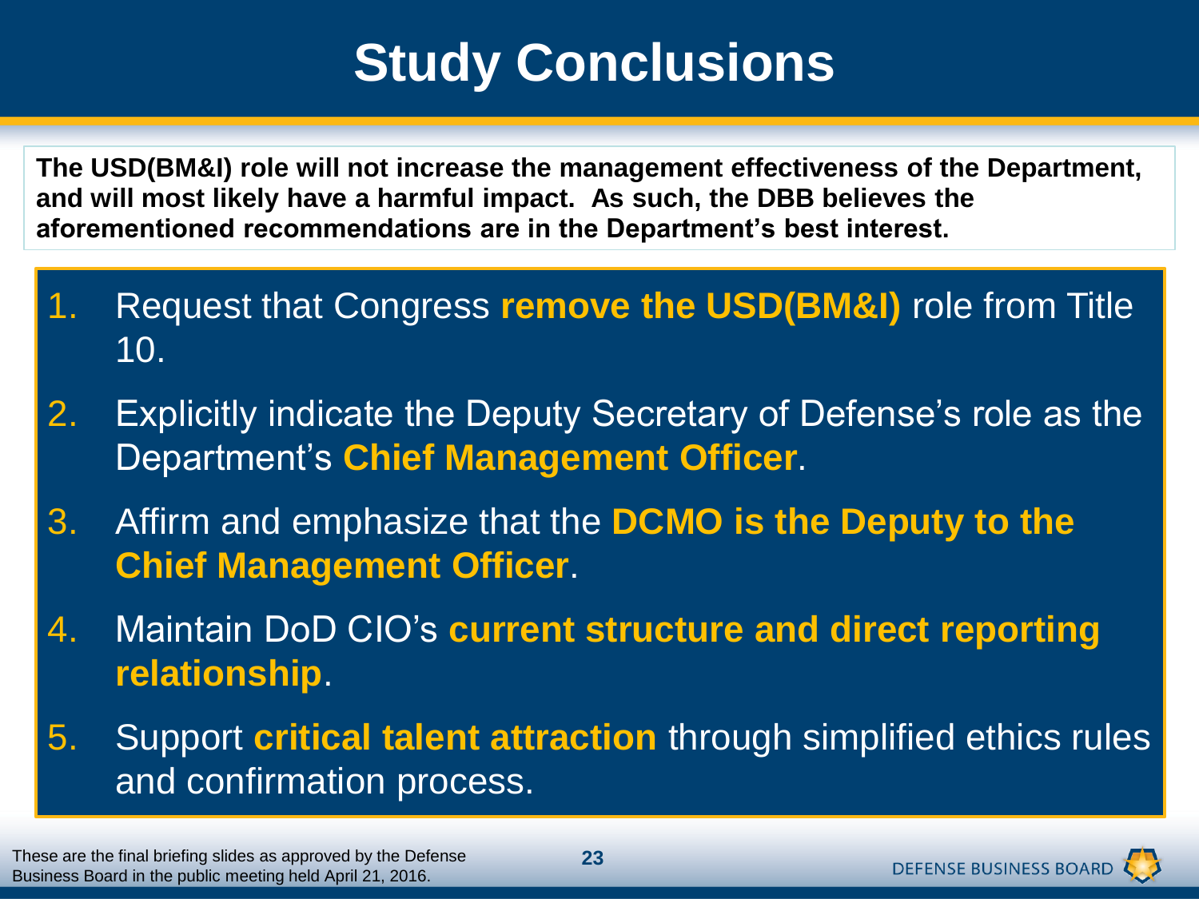# Study Conclusions

**The USD(BM&I) role will not increase the management effectiveness of the Department, and will most likely have a harmful impact. As such, the DBB believes the aforementioned recommendations are in the Department's best interest.**

1. Request that Congress **remove the USD(BM&I)** role from Title 10.
2. Explicitly indicate the Deputy Secretary of Defense's role as the Department's **Chief Management Officer**.
3. Affirm and emphasize that the **DCMO is the Deputy to the Chief Management Officer**.
4. Maintain DoD CIO's **current structure and direct reporting relationship**.
5. Support **critical talent attraction** through simplified ethics rules and confirmation process.

These are the final briefing slides as approved by the Defense Business Board in the public meeting held April 21, 2016.